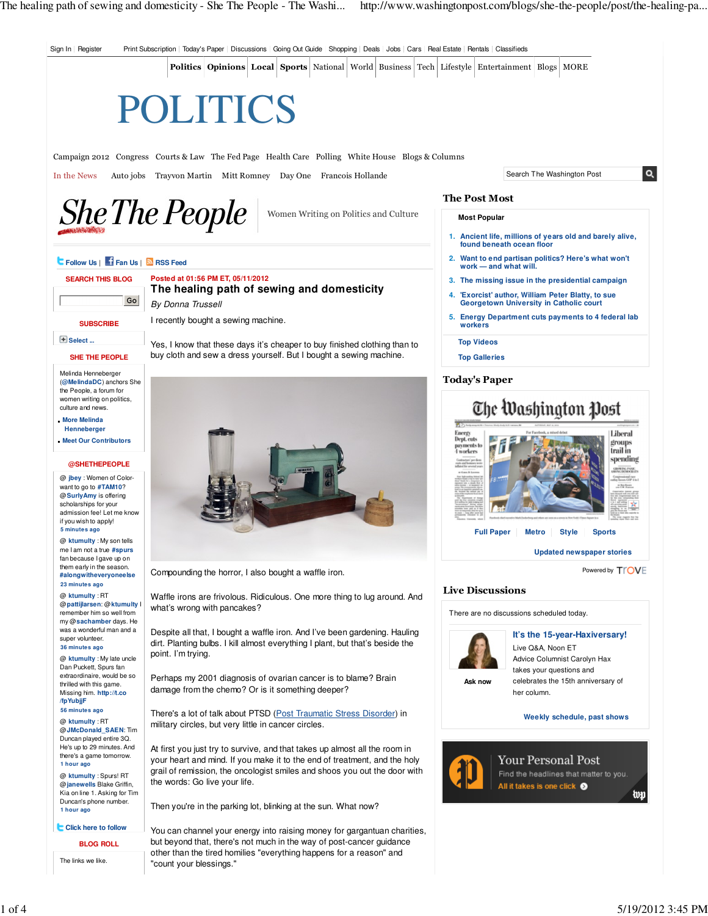Sign In | Register Print Subscription | Today's Paper | Discussions | Going Out Guide | Shopping | Deals | Jobs | Cars | Real Estate | Rentals | Classifieds

Politics | Opinions | Local | Sports | National | World | Business | Tech | Lifestyle | Entertainment | Blogs | MORE

# POLITICS

Campaign 2012 Congress Courts & Law The Fed Page Health Care Polling White House Blogs & Columns

In the News Auto jobs Trayvon Martin Mitt Romney Day One Francois Hollande

## She The People

Women Writing on Politics and Culture

Follow Us | Fan Us | RSS Feed

Posted at 01:56 PM ET, 05/11/2012

## The healing path of sewing and domesticity

*By Donna Trussell*

I recently bought a sewing machine.

Yes, I know that these days it's cheaper to buy finished clothing than to buy cloth and sew a dress yourself. But I bought a sewing machine.

Compounding the horror, I also bought a waffle iron.

Waffle irons are frivolous. Ridiculous. One more thing to lug around. And what's wrong with pancakes?

Despite all that, I bought a waffle iron. And I've been gardening. Hauling dirt. Planting bulbs. I kill almost everything I plant, but that's beside the point. I'm trying.

Perhaps my 2001 diagnosis of ovarian cancer is to blame? Brain damage from the chemo? Or is it something deeper?

There's a lot of talk about PTSD (Post Traumatic Stress Disorder) in military circles, but very little in cancer circles.

At first you just try to survive, and that takes up almost all the room in your heart and mind. If you make it to the end of treatment, and the holy grail of remission, the oncologist smiles and shoos you out the door with the words: Go live your life.

Then you're in the parking lot, blinking at the sun. What now?

You can channel your energy into raising money for gargantuan charities, but beyond that, there's not much in the way of post-cancer guidance other than the tired homilies "everything happens for a reason" and "count your blessings."

---

**SEARCH THIS BLOG**

Go

**SUBSCRIBE**

Select ...

**SHE THE PEOPLE**

Melinda Henneberger (@MelindaDC) anchors She the People, a forum for women writing on politics, culture and news.

- More Melinda Henneberger
- Meet Our Contributors

**@SHETHEPEOPLE**

@ jbey : Women of Color- want to go to #TAM10? @SurlyAmy is offering scholarships for your admission fee! Let me know if you wish to apply!
5 minutes ago

@ ktumulty : My son tells me I am not a true #spurs fan because I gave up on them early in the season. #alongwitheveryoneelse
23 minutes ago

@ ktumulty : RT @pattijlarsen: @ktumulty I remember him so well from my @sachamber days. He was a wonderful man and a super volunteer.
36 minutes ago

@ ktumulty : My late uncle Dan Puckett, Spurs fan extraordinaire, would be so thrilled with this game. Missing him. http://t.co/fpYubjjF
56 minutes ago

@ ktumulty : RT @JMcDonald_SAEN: Tim Duncan played entire 3Q. He's up to 29 minutes. And there's a game tomorrow.
1 hour ago

@ ktumulty : Spurs! RT @janewells Blake Griffin, Kia on line 1. Asking for Tim Duncan's phone number.
1 hour ago

Click here to follow

**BLOG ROLL**

The links we like.

---

Search The Washington Post

### The Post Most

**Most Popular**

1. Ancient life, millions of years old and barely alive, found beneath ocean floor
2. Want to end partisan politics? Here's what won't work — and what will.
3. The missing issue in the presidential campaign
4. 'Exorcist' author, William Peter Blatty, to sue Georgetown University in Catholic court
5. Energy Department cuts payments to 4 federal lab workers

Top Videos

Top Galleries

### Today's Paper

Full Paper | Metro | Style | Sports

Updated newspaper stories

Powered by TROVE

### Live Discussions

There are no discussions scheduled today.

**It's the 15-year-Haxiversary!**
Live Q&A, Noon ET
Advice Columnist Carolyn Hax takes your questions and celebrates the 15th anniversary of her column.

Ask now

Weekly schedule, past shows

Your Personal Post
Find the headlines that matter to you.
All it takes is one click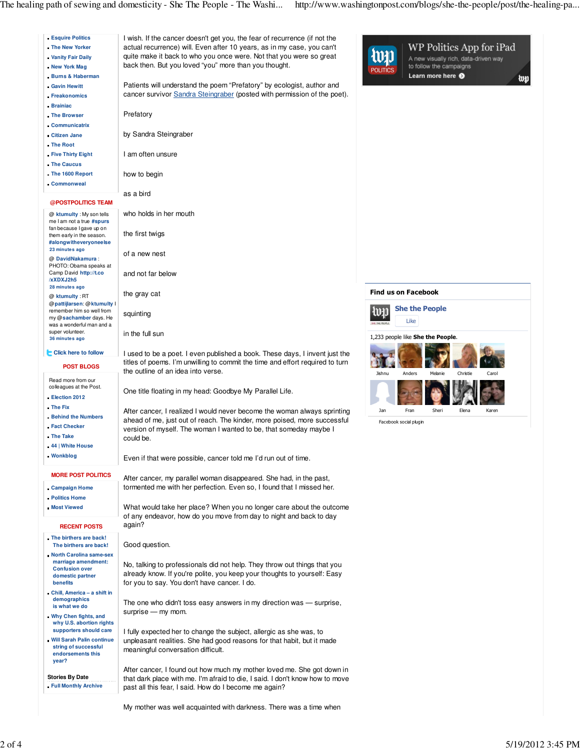I wish. If the cancer doesn't get you, the fear of recurrence (if not the actual recurrence) will. Even after 10 years, as in my case, you can't quite make it back to who you once were. Not that you were so great back then. But you loved "you" more than you thought.

Patients will understand the poem "Prefatory" by ecologist, author and cancer survivor Sandra Steingraber (posted with permission of the poet).

Prefatory

by Sandra Steingraber

I am often unsure

how to begin

as a bird

who holds in her mouth

the first twigs

of a new nest

and not far below

the gray cat

squinting

in the full sun

I used to be a poet. I even published a book. These days, I invent just the titles of poems. I'm unwilling to commit the time and effort required to turn the outline of an idea into verse.

One title floating in my head: Goodbye My Parallel Life.

After cancer, I realized I would never become the woman always sprinting ahead of me, just out of reach. The kinder, more poised, more successful version of myself. The woman I wanted to be, that someday maybe I could be.

Even if that were possible, cancer told me I'd run out of time.

After cancer, my parallel woman disappeared. She had, in the past, tormented me with her perfection. Even so, I found that I missed her.

What would take her place? When you no longer care about the outcome of any endeavor, how do you move from day to night and back to day again?

Good question.

No, talking to professionals did not help. They throw out things that you already know. If you're polite, you keep your thoughts to yourself: Easy for you to say. You don't have cancer. I do.

The one who didn't toss easy answers in my direction was — surprise, surprise — my mom.

I fully expected her to change the subject, allergic as she was, to unpleasant realities. She had good reasons for that habit, but it made meaningful conversation difficult.

After cancer, I found out how much my mother loved me. She got down in that dark place with me. I'm afraid to die, I said. I don't know how to move past all this fear, I said. How do I become me again?

My mother was well acquainted with darkness. There was a time when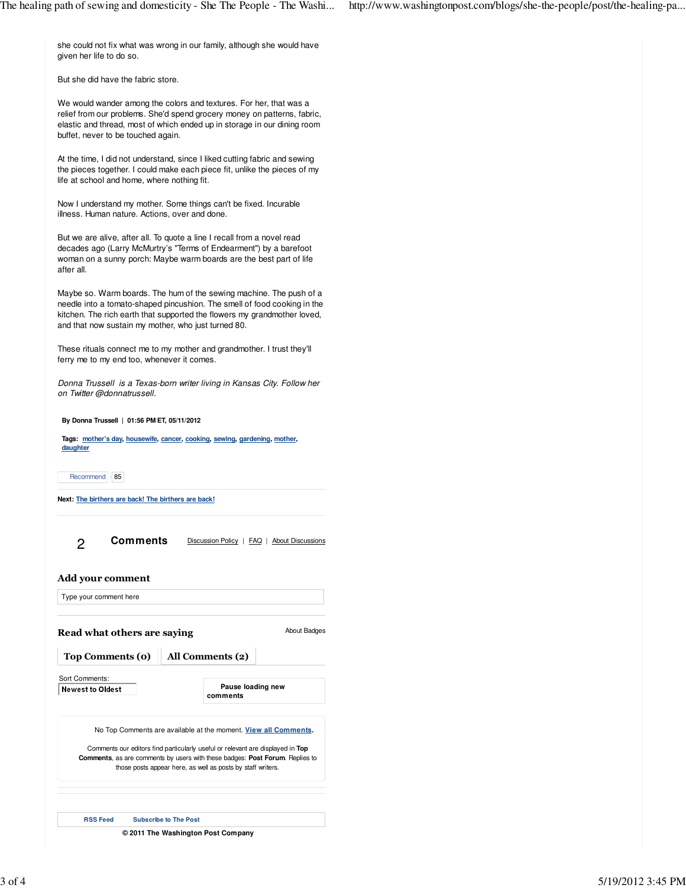she could not fix what was wrong in our family, although she would have given her life to do so.

But she did have the fabric store.

We would wander among the colors and textures. For her, that was a relief from our problems. She'd spend grocery money on patterns, fabric, elastic and thread, most of which ended up in storage in our dining room buffet, never to be touched again.

At the time, I did not understand, since I liked cutting fabric and sewing the pieces together. I could make each piece fit, unlike the pieces of my life at school and home, where nothing fit.

Now I understand my mother. Some things can't be fixed. Incurable illness. Human nature. Actions, over and done.

But we are alive, after all. To quote a line I recall from a novel read decades ago (Larry McMurtry's "Terms of Endearment") by a barefoot woman on a sunny porch: Maybe warm boards are the best part of life after all.

Maybe so. Warm boards. The hum of the sewing machine. The push of a needle into a tomato-shaped pincushion. The smell of food cooking in the kitchen. The rich earth that supported the flowers my grandmother loved, and that now sustain my mother, who just turned 80.

These rituals connect me to my mother and grandmother. I trust they'll ferry me to my end too, whenever it comes.

*Donna Trussell is a Texas-born writer living in Kansas City. Follow her on Twitter @donnatrussell.*

**By Donna Trussell | 01:56 PM ET, 05/11/2012**

**Tags:** mother's day, housewife, cancer, cooking, sewing, gardening, mother, daughter

Recommend 85

**Next:** The birthers are back! The birthers are back!

2 **Comments** Discussion Policy | FAQ | About Discussions

## Add your comment

Type your comment here

## Read what others are saying

About Badges

**Top Comments (0)** **All Comments (2)**

Sort Comments:
**Newest to Oldest**

**Pause loading new comments**

No Top Comments are available at the moment. **View all Comments**.

Comments our editors find particularly useful or relevant are displayed in **Top Comments**, as are comments by users with these badges: **Post Forum**. Replies to those posts appear here, as well as posts by staff writers.

**RSS Feed** **Subscribe to The Post**

**© 2011 The Washington Post Company**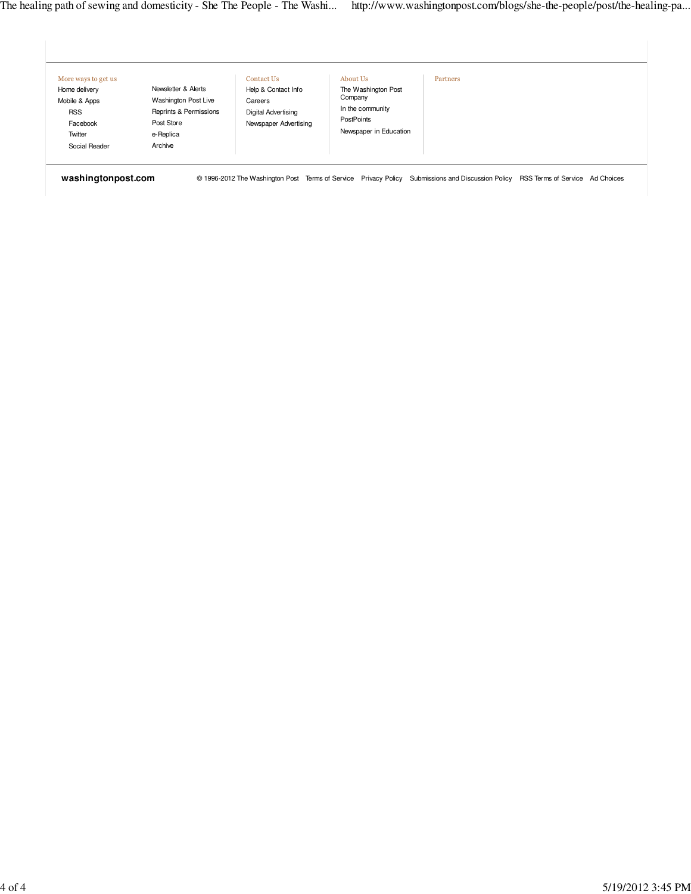More ways to get us

- Home delivery
- Mobile & Apps
  - RSS
  - Facebook
  - Twitter
  - Social Reader
- Newsletter & Alerts
- Washington Post Live
- Reprints & Permissions
- Post Store
- e-Replica
- Archive

Contact Us

- Help & Contact Info
- Careers
- Digital Advertising
- Newspaper Advertising

About Us

- The Washington Post Company
- In the community
- PostPoints
- Newspaper in Education

Partners

**washingtonpost.com**

© 1996-2012 The Washington Post Terms of Service Privacy Policy Submissions and Discussion Policy RSS Terms of Service Ad Choices